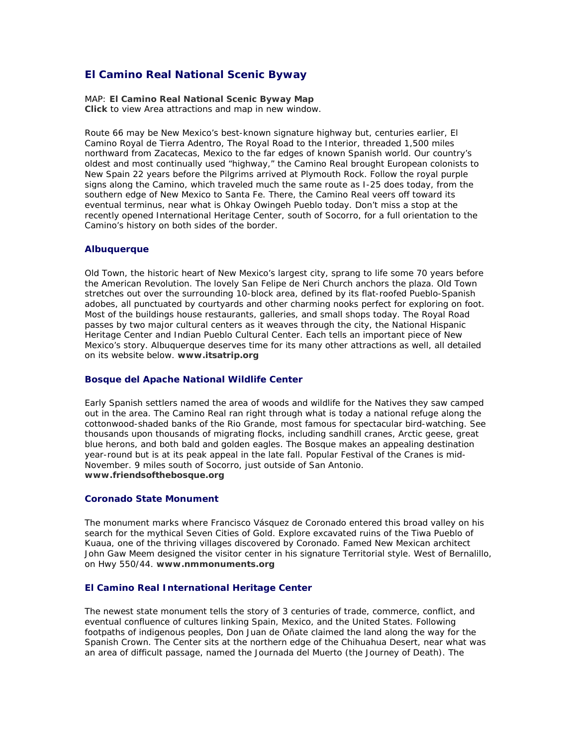# El Camino Real National Scenic Byway

MAP: **El Camino Real National Scenic Byway Map**
**Click** to view Area attractions and map in new window.

Route 66 may be New Mexico's best-known signature highway but, centuries earlier, El Camino Royal de Tierra Adentro, The Royal Road to the Interior, threaded 1,500 miles northward from Zacatecas, Mexico to the far edges of known Spanish world. Our country's oldest and most continually used "highway," the Camino Real brought European colonists to New Spain 22 years before the Pilgrims arrived at Plymouth Rock. Follow the royal purple signs along the Camino, which traveled much the same route as I-25 does today, from the southern edge of New Mexico to Santa Fe. There, the Camino Real veers off toward its eventual terminus, near what is Ohkay Owingeh Pueblo today. Don't miss a stop at the recently opened International Heritage Center, south of Socorro, for a full orientation to the Camino's history on both sides of the border.

## Albuquerque

Old Town, the historic heart of New Mexico's largest city, sprang to life some 70 years before the American Revolution. The lovely San Felipe de Neri Church anchors the plaza. Old Town stretches out over the surrounding 10-block area, defined by its flat-roofed Pueblo-Spanish adobes, all punctuated by courtyards and other charming nooks perfect for exploring on foot. Most of the buildings house restaurants, galleries, and small shops today. The Royal Road passes by two major cultural centers as it weaves through the city, the National Hispanic Heritage Center and Indian Pueblo Cultural Center. Each tells an important piece of New Mexico's story. Albuquerque deserves time for its many other attractions as well, all detailed on its website below. **www.itsatrip.org**

## Bosque del Apache National Wildlife Center

Early Spanish settlers named the area of woods and wildlife for the Natives they saw camped out in the area. The Camino Real ran right through what is today a national refuge along the cottonwood-shaded banks of the Rio Grande, most famous for spectacular bird-watching. See thousands upon thousands of migrating flocks, including sandhill cranes, Arctic geese, great blue herons, and both bald and golden eagles. The Bosque makes an appealing destination year-round but is at its peak appeal in the late fall. Popular Festival of the Cranes is mid-November. 9 miles south of Socorro, just outside of San Antonio.
**www.friendsofthebosque.org**

## Coronado State Monument

The monument marks where Francisco Vásquez de Coronado entered this broad valley on his search for the mythical Seven Cities of Gold. Explore excavated ruins of the Tiwa Pueblo of Kuaua, one of the thriving villages discovered by Coronado. Famed New Mexican architect John Gaw Meem designed the visitor center in his signature Territorial style. West of Bernalillo, on Hwy 550/44. **www.nmmonuments.org**

## El Camino Real International Heritage Center

The newest state monument tells the story of 3 centuries of trade, commerce, conflict, and eventual confluence of cultures linking Spain, Mexico, and the United States. Following footpaths of indigenous peoples, Don Juan de Oñate claimed the land along the way for the Spanish Crown. The Center sits at the northern edge of the Chihuahua Desert, near what was an area of difficult passage, named the Journada del Muerto (the Journey of Death). The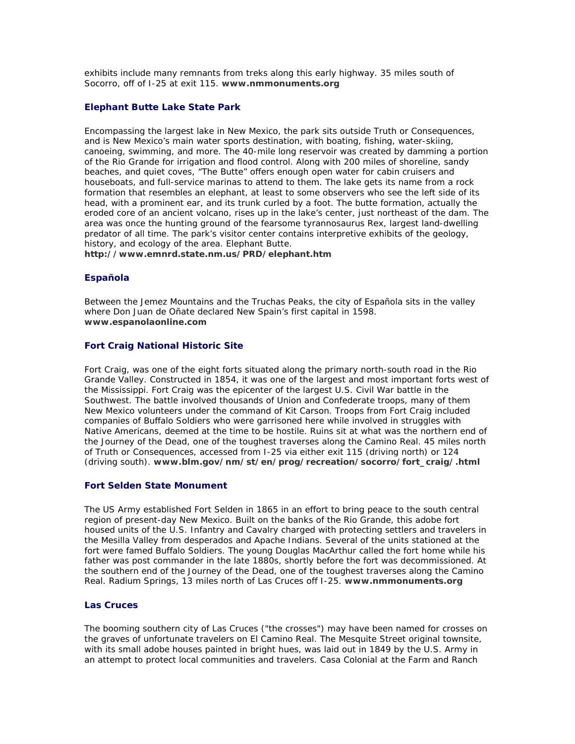exhibits include many remnants from treks along this early highway. 35 miles south of Socorro, off of I-25 at exit 115. **www.nmmonuments.org**

### Elephant Butte Lake State Park

Encompassing the largest lake in New Mexico, the park sits outside Truth or Consequences, and is New Mexico's main water sports destination, with boating, fishing, water-skiing, canoeing, swimming, and more. The 40-mile long reservoir was created by damming a portion of the Rio Grande for irrigation and flood control. Along with 200 miles of shoreline, sandy beaches, and quiet coves, "The Butte" offers enough open water for cabin cruisers and houseboats, and full-service marinas to attend to them. The lake gets its name from a rock formation that resembles an elephant, at least to some observers who see the left side of its head, with a prominent ear, and its trunk curled by a foot. The butte formation, actually the eroded core of an ancient volcano, rises up in the lake's center, just northeast of the dam. The area was once the hunting ground of the fearsome tyrannosaurus Rex, largest land-dwelling predator of all time. The park's visitor center contains interpretive exhibits of the geology, history, and ecology of the area. Elephant Butte.
**http://www.emnrd.state.nm.us/PRD/elephant.htm**

### Española

Between the Jemez Mountains and the Truchas Peaks, the city of Española sits in the valley where Don Juan de Oñate declared New Spain's first capital in 1598.
**www.espanolaonline.com**

### Fort Craig National Historic Site

Fort Craig, was one of the eight forts situated along the primary north-south road in the Rio Grande Valley. Constructed in 1854, it was one of the largest and most important forts west of the Mississippi. Fort Craig was the epicenter of the largest U.S. Civil War battle in the Southwest. The battle involved thousands of Union and Confederate troops, many of them New Mexico volunteers under the command of Kit Carson. Troops from Fort Craig included companies of Buffalo Soldiers who were garrisoned here while involved in struggles with Native Americans, deemed at the time to be hostile. Ruins sit at what was the northern end of the Journey of the Dead, one of the toughest traverses along the Camino Real. 45 miles north of Truth or Consequences, accessed from I-25 via either exit 115 (driving north) or 124 (driving south). **www.blm.gov/nm/st/en/prog/recreation/socorro/fort_craig/.html**

### Fort Selden State Monument

The US Army established Fort Selden in 1865 in an effort to bring peace to the south central region of present-day New Mexico. Built on the banks of the Rio Grande, this adobe fort housed units of the U.S. Infantry and Cavalry charged with protecting settlers and travelers in the Mesilla Valley from desperados and Apache Indians. Several of the units stationed at the fort were famed Buffalo Soldiers. The young Douglas MacArthur called the fort home while his father was post commander in the late 1880s, shortly before the fort was decommissioned. At the southern end of the Journey of the Dead, one of the toughest traverses along the Camino Real. Radium Springs, 13 miles north of Las Cruces off I-25. **www.nmmonuments.org**

### Las Cruces

The booming southern city of Las Cruces ("the crosses") may have been named for crosses on the graves of unfortunate travelers on El Camino Real. The Mesquite Street original townsite, with its small adobe houses painted in bright hues, was laid out in 1849 by the U.S. Army in an attempt to protect local communities and travelers. Casa Colonial at the Farm and Ranch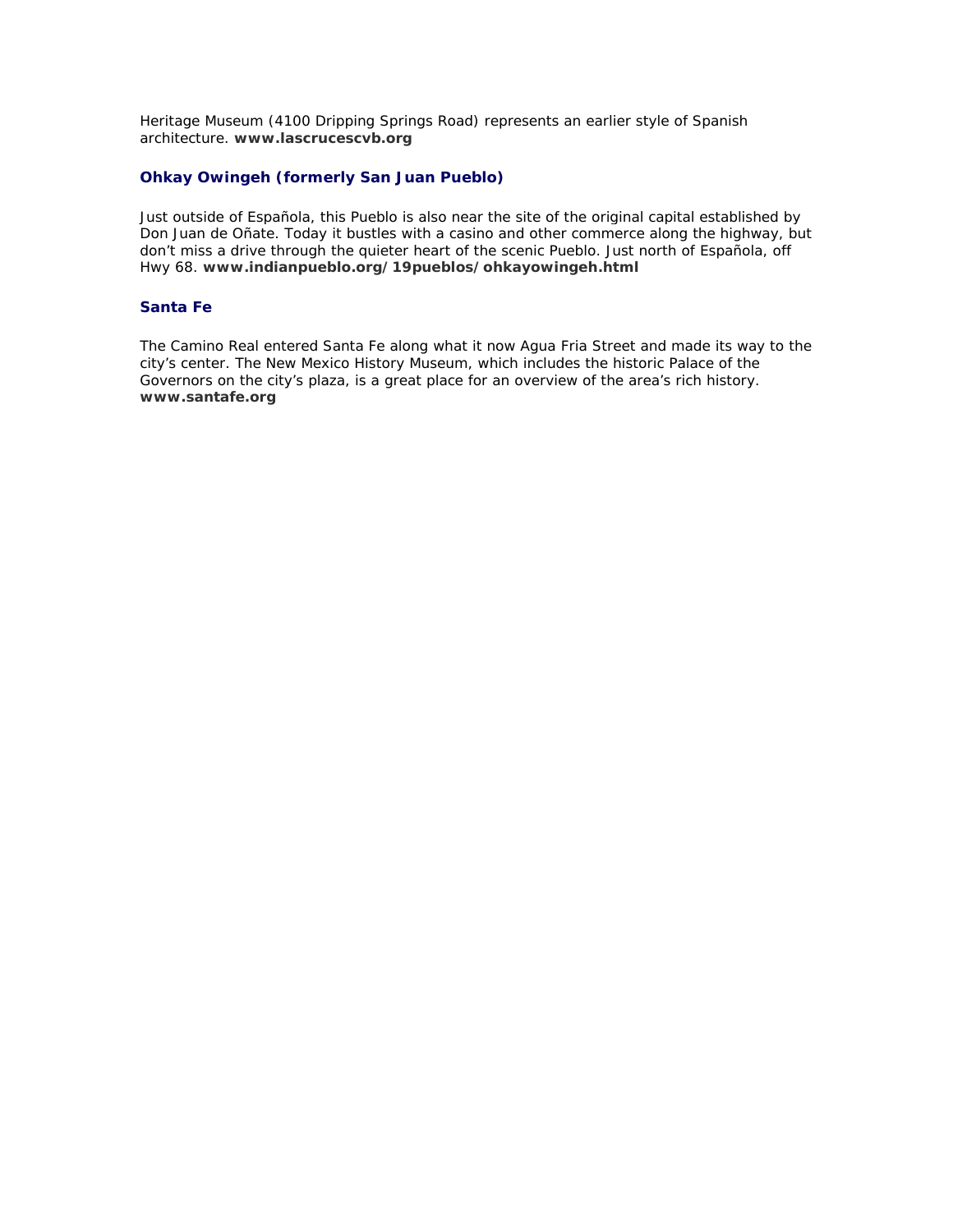Heritage Museum (4100 Dripping Springs Road) represents an earlier style of Spanish architecture. **www.lascrucescvb.org**

### Ohkay Owingeh (formerly San Juan Pueblo)

Just outside of Española, this Pueblo is also near the site of the original capital established by Don Juan de Oñate. Today it bustles with a casino and other commerce along the highway, but don't miss a drive through the quieter heart of the scenic Pueblo. Just north of Española, off Hwy 68. **www.indianpueblo.org/19pueblos/ohkayowingeh.html**

### Santa Fe

The Camino Real entered Santa Fe along what it now Agua Fria Street and made its way to the city's center. The New Mexico History Museum, which includes the historic Palace of the Governors on the city's plaza, is a great place for an overview of the area's rich history. **www.santafe.org**